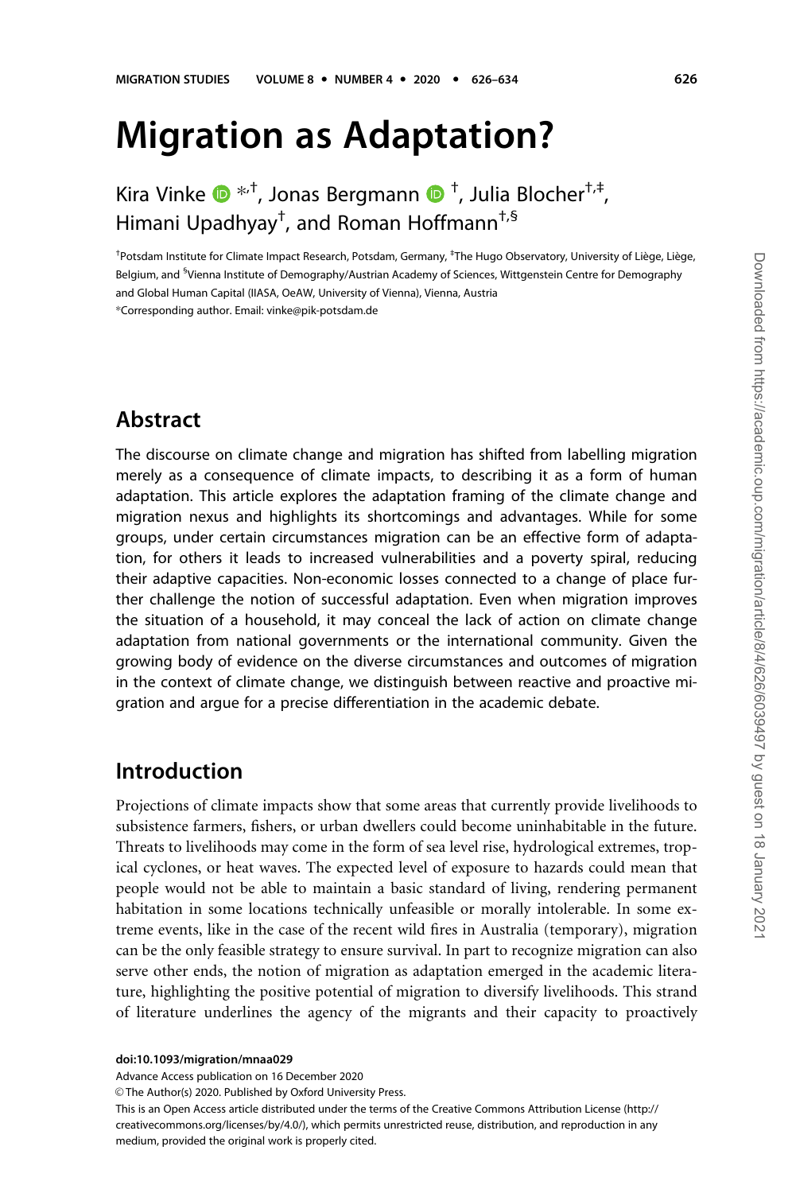# Migration as Adaptation?

Kira Vinke *,†, Jonas Bergmann †, Julia Blocher†,‡, Himani Upadhyay†, and Roman Hoffmann†,§

†Potsdam Institute for Climate Impact Research, Potsdam, Germany, ‡The Hugo Observatory, University of Liège, Liège, Belgium, and §Vienna Institute of Demography/Austrian Academy of Sciences, Wittgenstein Centre for Demography and Global Human Capital (IIASA, OeAW, University of Vienna), Vienna, Austria

*Corresponding author. Email: vinke@pik-potsdam.de

## Abstract

The discourse on climate change and migration has shifted from labelling migration merely as a consequence of climate impacts, to describing it as a form of human adaptation. This article explores the adaptation framing of the climate change and migration nexus and highlights its shortcomings and advantages. While for some groups, under certain circumstances migration can be an effective form of adaptation, for others it leads to increased vulnerabilities and a poverty spiral, reducing their adaptive capacities. Non-economic losses connected to a change of place further challenge the notion of successful adaptation. Even when migration improves the situation of a household, it may conceal the lack of action on climate change adaptation from national governments or the international community. Given the growing body of evidence on the diverse circumstances and outcomes of migration in the context of climate change, we distinguish between reactive and proactive migration and argue for a precise differentiation in the academic debate.

## Introduction

Projections of climate impacts show that some areas that currently provide livelihoods to subsistence farmers, fishers, or urban dwellers could become uninhabitable in the future. Threats to livelihoods may come in the form of sea level rise, hydrological extremes, tropical cyclones, or heat waves. The expected level of exposure to hazards could mean that people would not be able to maintain a basic standard of living, rendering permanent habitation in some locations technically unfeasible or morally intolerable. In some extreme events, like in the case of the recent wild fires in Australia (temporary), migration can be the only feasible strategy to ensure survival. In part to recognize migration can also serve other ends, the notion of migration as adaptation emerged in the academic literature, highlighting the positive potential of migration to diversify livelihoods. This strand of literature underlines the agency of the migrants and their capacity to proactively

doi:10.1093/migration/mnaa029

Advance Access publication on 16 December 2020

© The Author(s) 2020. Published by Oxford University Press.

This is an Open Access article distributed under the terms of the Creative Commons Attribution License (http://creativecommons.org/licenses/by/4.0/), which permits unrestricted reuse, distribution, and reproduction in any medium, provided the original work is properly cited.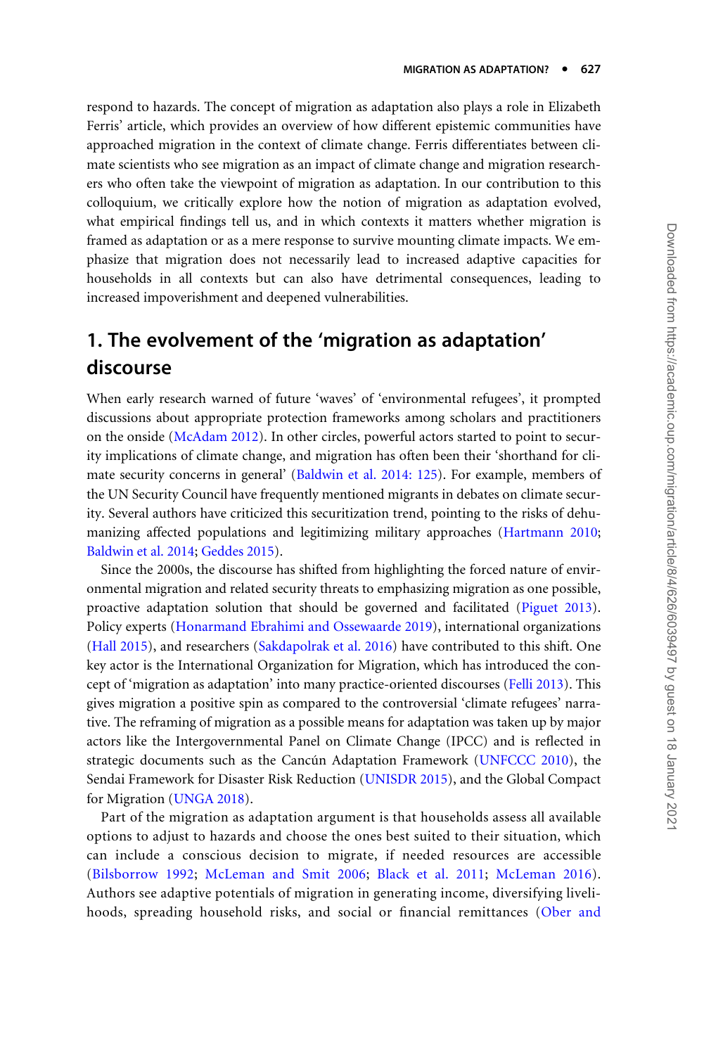respond to hazards. The concept of migration as adaptation also plays a role in Elizabeth Ferris' article, which provides an overview of how different epistemic communities have approached migration in the context of climate change. Ferris differentiates between climate scientists who see migration as an impact of climate change and migration researchers who often take the viewpoint of migration as adaptation. In our contribution to this colloquium, we critically explore how the notion of migration as adaptation evolved, what empirical findings tell us, and in which contexts it matters whether migration is framed as adaptation or as a mere response to survive mounting climate impacts. We emphasize that migration does not necessarily lead to increased adaptive capacities for households in all contexts but can also have detrimental consequences, leading to increased impoverishment and deepened vulnerabilities.

## 1. The evolvement of the 'migration as adaptation' discourse

When early research warned of future 'waves' of 'environmental refugees', it prompted discussions about appropriate protection frameworks among scholars and practitioners on the onside (McAdam 2012). In other circles, powerful actors started to point to security implications of climate change, and migration has often been their 'shorthand for climate security concerns in general' (Baldwin et al. 2014: 125). For example, members of the UN Security Council have frequently mentioned migrants in debates on climate security. Several authors have criticized this securitization trend, pointing to the risks of dehumanizing affected populations and legitimizing military approaches (Hartmann 2010; Baldwin et al. 2014; Geddes 2015).

Since the 2000s, the discourse has shifted from highlighting the forced nature of environmental migration and related security threats to emphasizing migration as one possible, proactive adaptation solution that should be governed and facilitated (Piguet 2013). Policy experts (Honarmand Ebrahimi and Ossewaarde 2019), international organizations (Hall 2015), and researchers (Sakdapolrak et al. 2016) have contributed to this shift. One key actor is the International Organization for Migration, which has introduced the concept of 'migration as adaptation' into many practice-oriented discourses (Felli 2013). This gives migration a positive spin as compared to the controversial 'climate refugees' narrative. The reframing of migration as a possible means for adaptation was taken up by major actors like the Intergovernmental Panel on Climate Change (IPCC) and is reflected in strategic documents such as the Cancún Adaptation Framework (UNFCCC 2010), the Sendai Framework for Disaster Risk Reduction (UNISDR 2015), and the Global Compact for Migration (UNGA 2018).

Part of the migration as adaptation argument is that households assess all available options to adjust to hazards and choose the ones best suited to their situation, which can include a conscious decision to migrate, if needed resources are accessible (Bilsborrow 1992; McLeman and Smit 2006; Black et al. 2011; McLeman 2016). Authors see adaptive potentials of migration in generating income, diversifying livelihoods, spreading household risks, and social or financial remittances (Ober and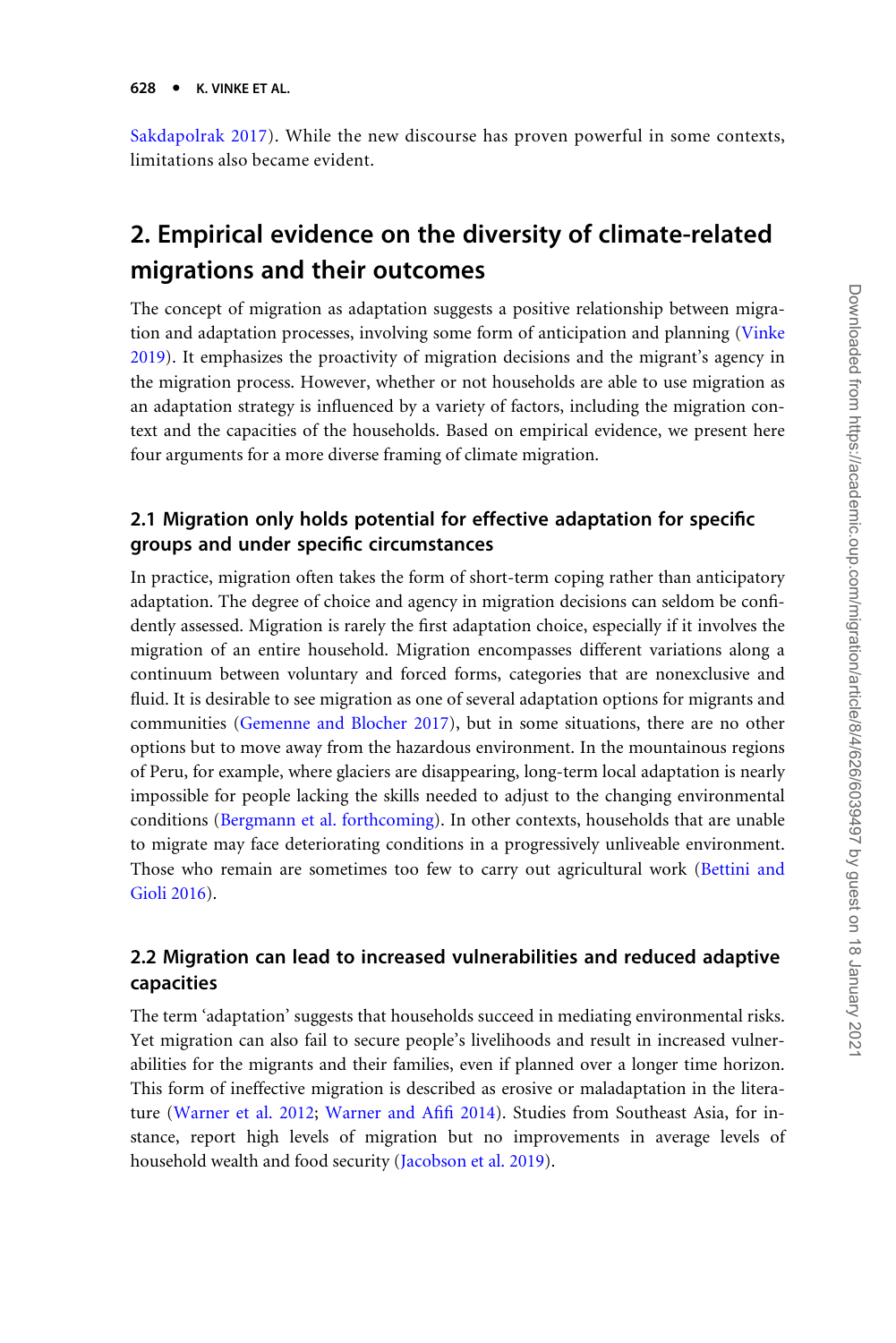Sakdapolrak 2017). While the new discourse has proven powerful in some contexts, limitations also became evident.

## 2. Empirical evidence on the diversity of climate-related migrations and their outcomes

The concept of migration as adaptation suggests a positive relationship between migration and adaptation processes, involving some form of anticipation and planning (Vinke 2019). It emphasizes the proactivity of migration decisions and the migrant's agency in the migration process. However, whether or not households are able to use migration as an adaptation strategy is influenced by a variety of factors, including the migration context and the capacities of the households. Based on empirical evidence, we present here four arguments for a more diverse framing of climate migration.

### 2.1 Migration only holds potential for effective adaptation for specific groups and under specific circumstances

In practice, migration often takes the form of short-term coping rather than anticipatory adaptation. The degree of choice and agency in migration decisions can seldom be confidently assessed. Migration is rarely the first adaptation choice, especially if it involves the migration of an entire household. Migration encompasses different variations along a continuum between voluntary and forced forms, categories that are nonexclusive and fluid. It is desirable to see migration as one of several adaptation options for migrants and communities (Gemenne and Blocher 2017), but in some situations, there are no other options but to move away from the hazardous environment. In the mountainous regions of Peru, for example, where glaciers are disappearing, long-term local adaptation is nearly impossible for people lacking the skills needed to adjust to the changing environmental conditions (Bergmann et al. forthcoming). In other contexts, households that are unable to migrate may face deteriorating conditions in a progressively unliveable environment. Those who remain are sometimes too few to carry out agricultural work (Bettini and Gioli 2016).

### 2.2 Migration can lead to increased vulnerabilities and reduced adaptive capacities

The term 'adaptation' suggests that households succeed in mediating environmental risks. Yet migration can also fail to secure people's livelihoods and result in increased vulnerabilities for the migrants and their families, even if planned over a longer time horizon. This form of ineffective migration is described as erosive or maladaptation in the literature (Warner et al. 2012; Warner and Afifi 2014). Studies from Southeast Asia, for instance, report high levels of migration but no improvements in average levels of household wealth and food security (Jacobson et al. 2019).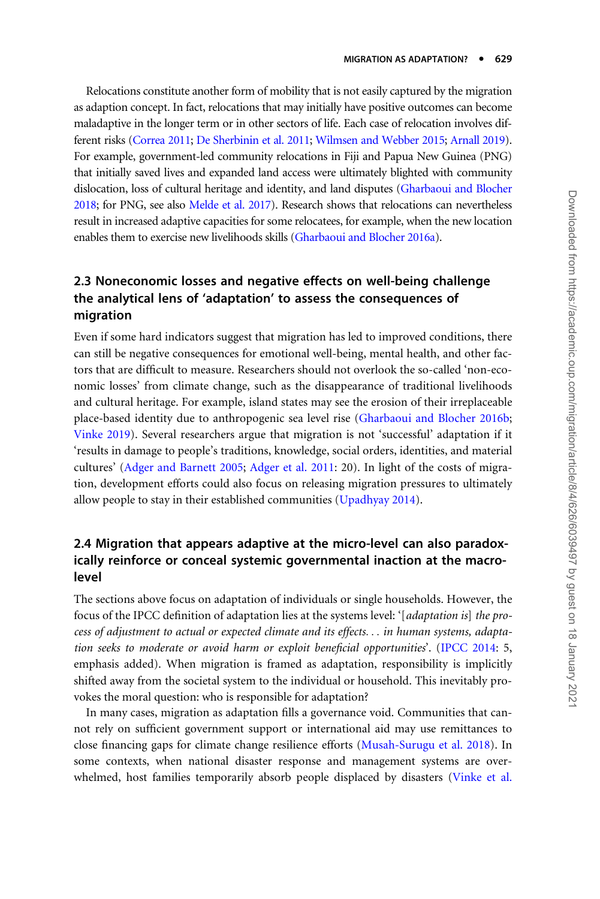Relocations constitute another form of mobility that is not easily captured by the migration as adaption concept. In fact, relocations that may initially have positive outcomes can become maladaptive in the longer term or in other sectors of life. Each case of relocation involves different risks (Correa 2011; De Sherbinin et al. 2011; Wilmsen and Webber 2015; Arnall 2019). For example, government-led community relocations in Fiji and Papua New Guinea (PNG) that initially saved lives and expanded land access were ultimately blighted with community dislocation, loss of cultural heritage and identity, and land disputes (Gharbaoui and Blocher 2018; for PNG, see also Melde et al. 2017). Research shows that relocations can nevertheless result in increased adaptive capacities for some relocatees, for example, when the new location enables them to exercise new livelihoods skills (Gharbaoui and Blocher 2016a).

## 2.3 Noneconomic losses and negative effects on well-being challenge the analytical lens of 'adaptation' to assess the consequences of migration

Even if some hard indicators suggest that migration has led to improved conditions, there can still be negative consequences for emotional well-being, mental health, and other factors that are difficult to measure. Researchers should not overlook the so-called 'non-economic losses' from climate change, such as the disappearance of traditional livelihoods and cultural heritage. For example, island states may see the erosion of their irreplaceable place-based identity due to anthropogenic sea level rise (Gharbaoui and Blocher 2016b; Vinke 2019). Several researchers argue that migration is not 'successful' adaptation if it 'results in damage to people's traditions, knowledge, social orders, identities, and material cultures' (Adger and Barnett 2005; Adger et al. 2011: 20). In light of the costs of migration, development efforts could also focus on releasing migration pressures to ultimately allow people to stay in their established communities (Upadhyay 2014).

## 2.4 Migration that appears adaptive at the micro-level can also paradoxically reinforce or conceal systemic governmental inaction at the macro-level

The sections above focus on adaptation of individuals or single households. However, the focus of the IPCC definition of adaptation lies at the systems level: '[*adaptation is*] *the process of adjustment to actual or expected climate and its effects... in human systems, adaptation seeks to moderate or avoid harm or exploit beneficial opportunities*'. (IPCC 2014: 5, emphasis added). When migration is framed as adaptation, responsibility is implicitly shifted away from the societal system to the individual or household. This inevitably provokes the moral question: who is responsible for adaptation?

In many cases, migration as adaptation fills a governance void. Communities that cannot rely on sufficient government support or international aid may use remittances to close financing gaps for climate change resilience efforts (Musah-Surugu et al. 2018). In some contexts, when national disaster response and management systems are overwhelmed, host families temporarily absorb people displaced by disasters (Vinke et al.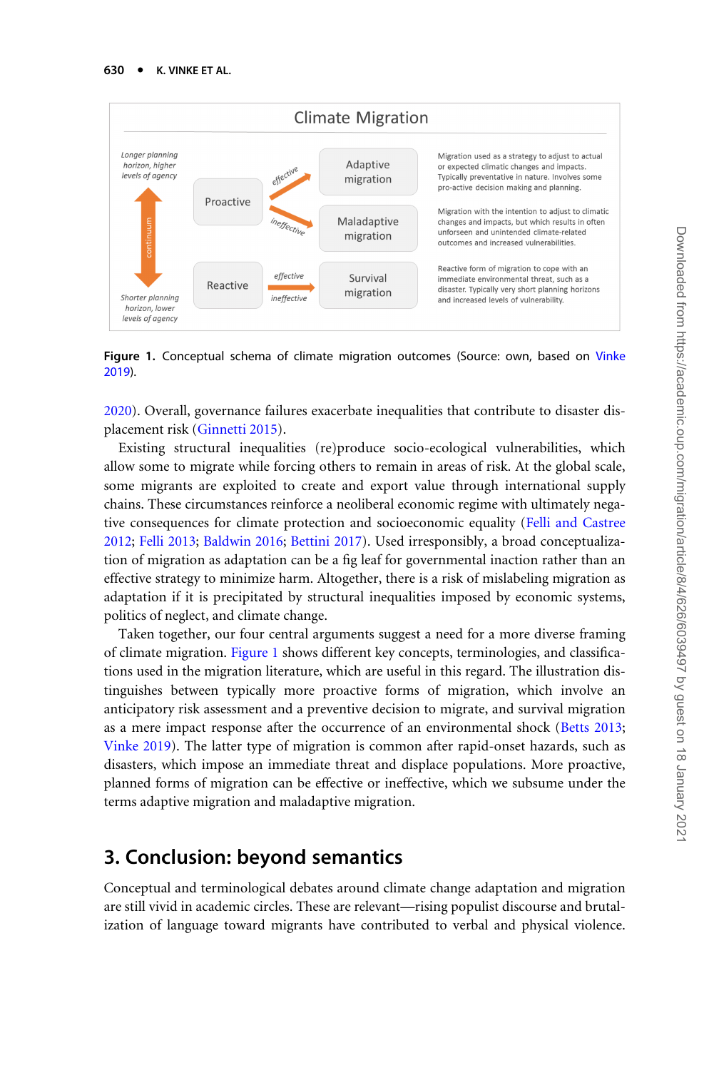Climate Migration

Longer planning horizon, higher levels of agency

continuum

Shorter planning horizon, lower levels of agency

Proactive — effective → Adaptive migration: Migration used as a strategy to adjust to actual or expected climatic changes and impacts. Typically preventative in nature. Involves some pro-active decision making and planning.

Proactive — ineffective → Maladaptive migration: Migration with the intention to adjust to climatic changes and impacts, but which results in often unforseen and unintended climate-related outcomes and increased vulnerabilities.

Reactive — effective / ineffective → Survival migration: Reactive form of migration to cope with an immediate environmental threat, such as a disaster. Typically very short planning horizons and increased levels of vulnerability.

**Figure 1.** Conceptual schema of climate migration outcomes (Source: own, based on Vinke 2019).

2020). Overall, governance failures exacerbate inequalities that contribute to disaster displacement risk (Ginnetti 2015).

Existing structural inequalities (re)produce socio-ecological vulnerabilities, which allow some to migrate while forcing others to remain in areas of risk. At the global scale, some migrants are exploited to create and export value through international supply chains. These circumstances reinforce a neoliberal economic regime with ultimately negative consequences for climate protection and socioeconomic equality (Felli and Castree 2012; Felli 2013; Baldwin 2016; Bettini 2017). Used irresponsibly, a broad conceptualization of migration as adaptation can be a fig leaf for governmental inaction rather than an effective strategy to minimize harm. Altogether, there is a risk of mislabeling migration as adaptation if it is precipitated by structural inequalities imposed by economic systems, politics of neglect, and climate change.

Taken together, our four central arguments suggest a need for a more diverse framing of climate migration. Figure 1 shows different key concepts, terminologies, and classifications used in the migration literature, which are useful in this regard. The illustration distinguishes between typically more proactive forms of migration, which involve an anticipatory risk assessment and a preventive decision to migrate, and survival migration as a mere impact response after the occurrence of an environmental shock (Betts 2013; Vinke 2019). The latter type of migration is common after rapid-onset hazards, such as disasters, which impose an immediate threat and displace populations. More proactive, planned forms of migration can be effective or ineffective, which we subsume under the terms adaptive migration and maladaptive migration.

## 3. Conclusion: beyond semantics

Conceptual and terminological debates around climate change adaptation and migration are still vivid in academic circles. These are relevant—rising populist discourse and brutalization of language toward migrants have contributed to verbal and physical violence.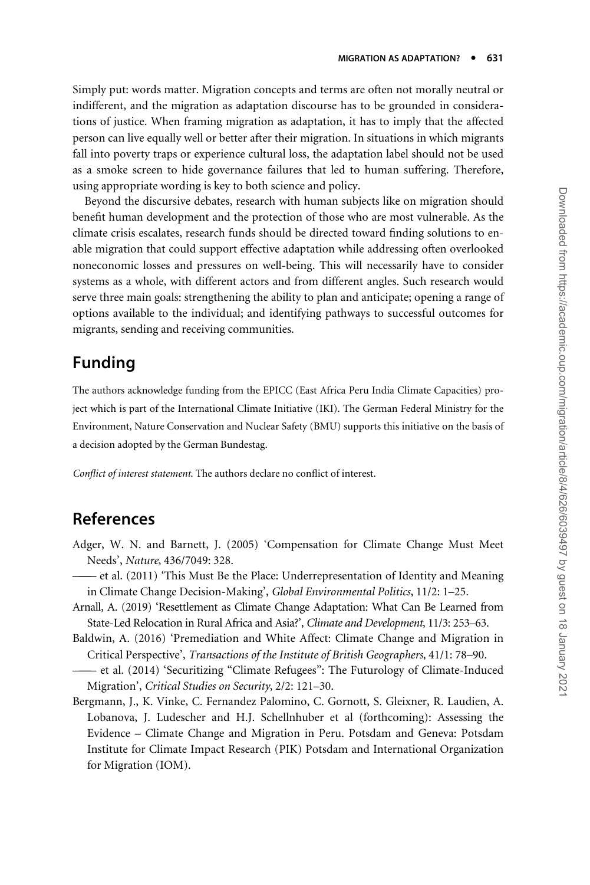Simply put: words matter. Migration concepts and terms are often not morally neutral or indifferent, and the migration as adaptation discourse has to be grounded in considerations of justice. When framing migration as adaptation, it has to imply that the affected person can live equally well or better after their migration. In situations in which migrants fall into poverty traps or experience cultural loss, the adaptation label should not be used as a smoke screen to hide governance failures that led to human suffering. Therefore, using appropriate wording is key to both science and policy.

Beyond the discursive debates, research with human subjects like on migration should benefit human development and the protection of those who are most vulnerable. As the climate crisis escalates, research funds should be directed toward finding solutions to enable migration that could support effective adaptation while addressing often overlooked noneconomic losses and pressures on well-being. This will necessarily have to consider systems as a whole, with different actors and from different angles. Such research would serve three main goals: strengthening the ability to plan and anticipate; opening a range of options available to the individual; and identifying pathways to successful outcomes for migrants, sending and receiving communities.

## Funding

The authors acknowledge funding from the EPICC (East Africa Peru India Climate Capacities) project which is part of the International Climate Initiative (IKI). The German Federal Ministry for the Environment, Nature Conservation and Nuclear Safety (BMU) supports this initiative on the basis of a decision adopted by the German Bundestag.

*Conflict of interest statement.* The authors declare no conflict of interest.

## References

Adger, W. N. and Barnett, J. (2005) 'Compensation for Climate Change Must Meet Needs', *Nature*, 436/7049: 328.

—— et al. (2011) 'This Must Be the Place: Underrepresentation of Identity and Meaning in Climate Change Decision-Making', *Global Environmental Politics*, 11/2: 1–25.

Arnall, A. (2019) 'Resettlement as Climate Change Adaptation: What Can Be Learned from State-Led Relocation in Rural Africa and Asia?', *Climate and Development*, 11/3: 253–63.

Baldwin, A. (2016) 'Premediation and White Affect: Climate Change and Migration in Critical Perspective', *Transactions of the Institute of British Geographers*, 41/1: 78–90.

—— et al. (2014) 'Securitizing "Climate Refugees": The Futurology of Climate-Induced Migration', *Critical Studies on Security*, 2/2: 121–30.

Bergmann, J., K. Vinke, C. Fernandez Palomino, C. Gornott, S. Gleixner, R. Laudien, A. Lobanova, J. Ludescher and H.J. Schellnhuber et al (forthcoming): Assessing the Evidence – Climate Change and Migration in Peru. Potsdam and Geneva: Potsdam Institute for Climate Impact Research (PIK) Potsdam and International Organization for Migration (IOM).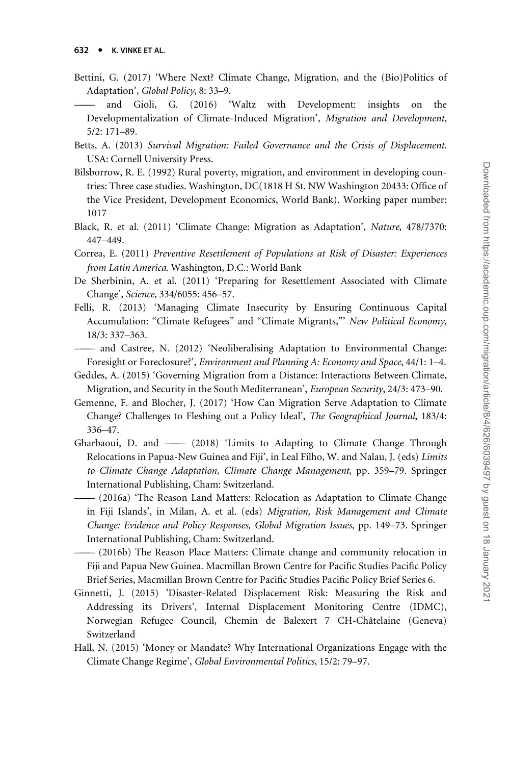Bettini, G. (2017) 'Where Next? Climate Change, Migration, and the (Bio)Politics of Adaptation', *Global Policy*, 8: 33–9.

—— and Gioli, G. (2016) 'Waltz with Development: insights on the Developmentalization of Climate-Induced Migration', *Migration and Development*, 5/2: 171–89.

Betts, A. (2013) *Survival Migration: Failed Governance and the Crisis of Displacement.* USA: Cornell University Press.

Bilsborrow, R. E. (1992) Rural poverty, migration, and environment in developing countries: Three case studies. Washington, DC(1818 H St. NW Washington 20433: Office of the Vice President, Development Economics, World Bank). Working paper number: 1017

Black, R. et al. (2011) 'Climate Change: Migration as Adaptation', *Nature*, 478/7370: 447–449.

Correa, E. (2011) *Preventive Resettlement of Populations at Risk of Disaster: Experiences from Latin America.* Washington, D.C.: World Bank

De Sherbinin, A. et al. (2011) 'Preparing for Resettlement Associated with Climate Change', *Science*, 334/6055: 456–57.

Felli, R. (2013) 'Managing Climate Insecurity by Ensuring Continuous Capital Accumulation: "Climate Refugees" and "Climate Migrants,"' *New Political Economy*, 18/3: 337–363.

—— and Castree, N. (2012) 'Neoliberalising Adaptation to Environmental Change: Foresight or Foreclosure?', *Environment and Planning A: Economy and Space*, 44/1: 1–4.

Geddes, A. (2015) 'Governing Migration from a Distance: Interactions Between Climate, Migration, and Security in the South Mediterranean', *European Security*, 24/3: 473–90.

Gemenne, F. and Blocher, J. (2017) 'How Can Migration Serve Adaptation to Climate Change? Challenges to Fleshing out a Policy Ideal', *The Geographical Journal*, 183/4: 336–47.

Gharbaoui, D. and —— (2018) 'Limits to Adapting to Climate Change Through Relocations in Papua-New Guinea and Fiji', in Leal Filho, W. and Nalau, J. (eds) *Limits to Climate Change Adaptation, Climate Change Management*, pp. 359–79. Springer International Publishing, Cham: Switzerland.

—— (2016a) 'The Reason Land Matters: Relocation as Adaptation to Climate Change in Fiji Islands', in Milan, A. et al. (eds) *Migration, Risk Management and Climate Change: Evidence and Policy Responses, Global Migration Issues*, pp. 149–73. Springer International Publishing, Cham: Switzerland.

—— (2016b) The Reason Place Matters: Climate change and community relocation in Fiji and Papua New Guinea. Macmillan Brown Centre for Pacific Studies Pacific Policy Brief Series, Macmillan Brown Centre for Pacific Studies Pacific Policy Brief Series 6.

Ginnetti, J. (2015) 'Disaster-Related Displacement Risk: Measuring the Risk and Addressing its Drivers', Internal Displacement Monitoring Centre (IDMC), Norwegian Refugee Council, Chemin de Balexert 7 CH-Châtelaine (Geneva) Switzerland

Hall, N. (2015) 'Money or Mandate? Why International Organizations Engage with the Climate Change Regime', *Global Environmental Politics*, 15/2: 79–97.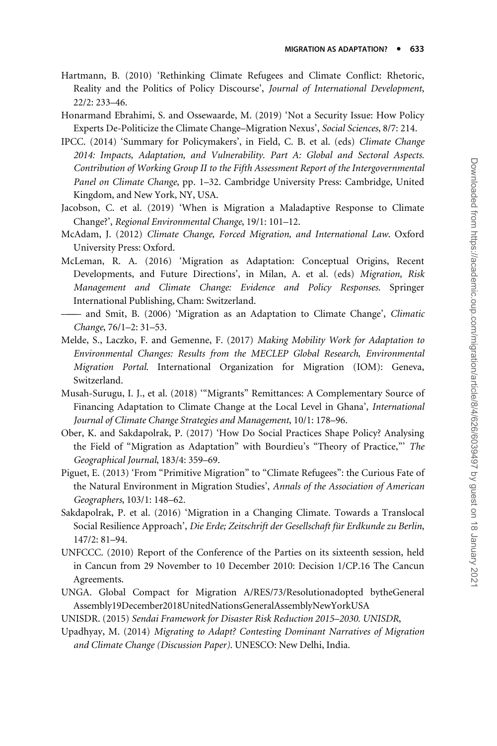Hartmann, B. (2010) 'Rethinking Climate Refugees and Climate Conflict: Rhetoric, Reality and the Politics of Policy Discourse', *Journal of International Development*, 22/2: 233–46.

Honarmand Ebrahimi, S. and Ossewaarde, M. (2019) 'Not a Security Issue: How Policy Experts De-Politicize the Climate Change–Migration Nexus', *Social Sciences*, 8/7: 214.

IPCC. (2014) 'Summary for Policymakers', in Field, C. B. et al. (eds) *Climate Change 2014: Impacts, Adaptation, and Vulnerability. Part A: Global and Sectoral Aspects. Contribution of Working Group II to the Fifth Assessment Report of the Intergovernmental Panel on Climate Change*, pp. 1–32. Cambridge University Press: Cambridge, United Kingdom, and New York, NY, USA.

Jacobson, C. et al. (2019) 'When is Migration a Maladaptive Response to Climate Change?', *Regional Environmental Change*, 19/1: 101–12.

McAdam, J. (2012) *Climate Change, Forced Migration, and International Law*. Oxford University Press: Oxford.

McLeman, R. A. (2016) 'Migration as Adaptation: Conceptual Origins, Recent Developments, and Future Directions', in Milan, A. et al. (eds) *Migration, Risk Management and Climate Change: Evidence and Policy Responses*. Springer International Publishing, Cham: Switzerland.

—— and Smit, B. (2006) 'Migration as an Adaptation to Climate Change', *Climatic Change*, 76/1–2: 31–53.

Melde, S., Laczko, F. and Gemenne, F. (2017) *Making Mobility Work for Adaptation to Environmental Changes: Results from the MECLEP Global Research, Environmental Migration Portal*. International Organization for Migration (IOM): Geneva, Switzerland.

Musah-Surugu, I. J., et al. (2018) '"Migrants" Remittances: A Complementary Source of Financing Adaptation to Climate Change at the Local Level in Ghana', *International Journal of Climate Change Strategies and Management*, 10/1: 178–96.

Ober, K. and Sakdapolrak, P. (2017) 'How Do Social Practices Shape Policy? Analysing the Field of "Migration as Adaptation" with Bourdieu's "Theory of Practice,"' *The Geographical Journal*, 183/4: 359–69.

Piguet, E. (2013) 'From "Primitive Migration" to "Climate Refugees": the Curious Fate of the Natural Environment in Migration Studies', *Annals of the Association of American Geographers*, 103/1: 148–62.

Sakdapolrak, P. et al. (2016) 'Migration in a Changing Climate. Towards a Translocal Social Resilience Approach', *Die Erde; Zeitschrift der Gesellschaft für Erdkunde zu Berlin*, 147/2: 81–94.

UNFCCC. (2010) Report of the Conference of the Parties on its sixteenth session, held in Cancun from 29 November to 10 December 2010: Decision 1/CP.16 The Cancun Agreements.

UNGA. Global Compact for Migration A/RES/73/Resolutionadopted bytheGeneral Assembly19December2018UnitedNationsGeneralAssemblyNewYorkUSA

UNISDR. (2015) *Sendai Framework for Disaster Risk Reduction 2015–2030. UNISDR*,

Upadhyay, M. (2014) *Migrating to Adapt? Contesting Dominant Narratives of Migration and Climate Change (Discussion Paper)*. UNESCO: New Delhi, India.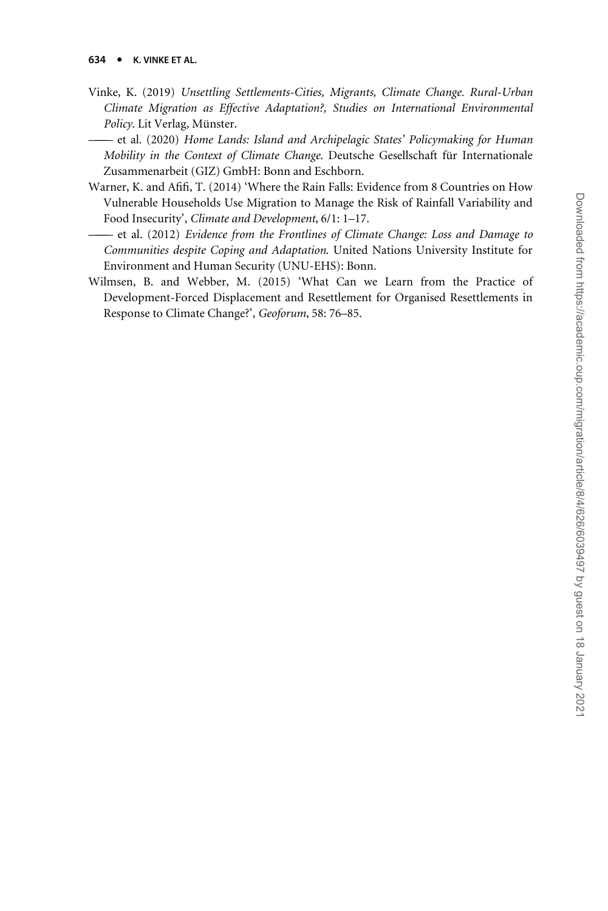Vinke, K. (2019) *Unsettling Settlements-Cities, Migrants, Climate Change. Rural-Urban Climate Migration as Effective Adaptation?, Studies on International Environmental Policy*. Lit Verlag, Münster.

—— et al. (2020) *Home Lands: Island and Archipelagic States' Policymaking for Human Mobility in the Context of Climate Change*. Deutsche Gesellschaft für Internationale Zusammenarbeit (GIZ) GmbH: Bonn and Eschborn.

Warner, K. and Afifi, T. (2014) 'Where the Rain Falls: Evidence from 8 Countries on How Vulnerable Households Use Migration to Manage the Risk of Rainfall Variability and Food Insecurity', *Climate and Development*, 6/1: 1–17.

—— et al. (2012) *Evidence from the Frontlines of Climate Change: Loss and Damage to Communities despite Coping and Adaptation*. United Nations University Institute for Environment and Human Security (UNU-EHS): Bonn.

Wilmsen, B. and Webber, M. (2015) 'What Can we Learn from the Practice of Development-Forced Displacement and Resettlement for Organised Resettlements in Response to Climate Change?', *Geoforum*, 58: 76–85.